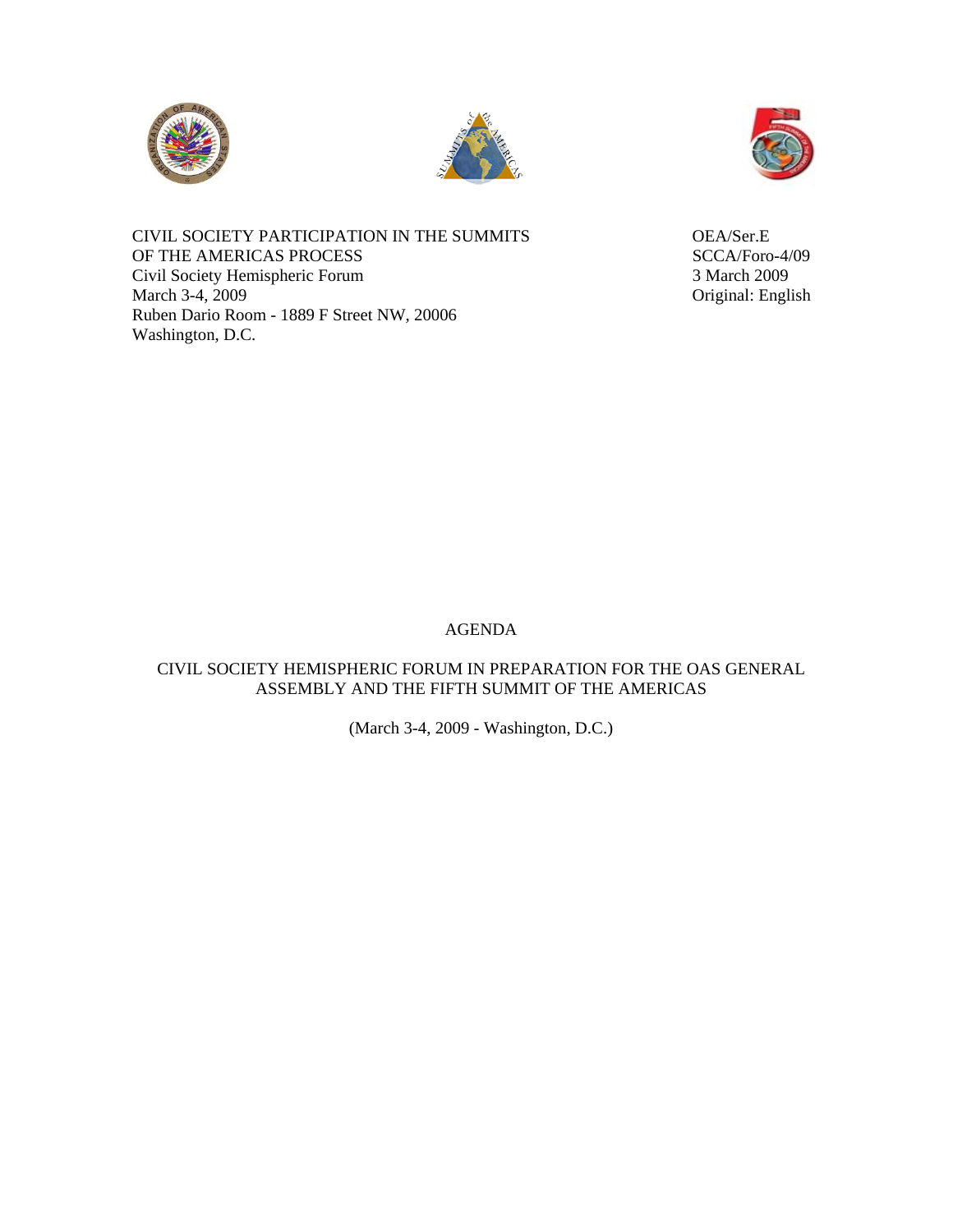CIVIL SOCIETY PARTICIPATION IN THE SUMMITS OF THE AMERICAS PROCESS
Civil Society Hemispheric Forum
March 3-4, 2009
Ruben Dario Room - 1889 F Street NW, 20006
Washington, D.C.

OEA/Ser.E
SCCA/Foro-4/09
3 March 2009
Original: English

# AGENDA

## CIVIL SOCIETY HEMISPHERIC FORUM IN PREPARATION FOR THE OAS GENERAL ASSEMBLY AND THE FIFTH SUMMIT OF THE AMERICAS

(March 3-4, 2009 - Washington, D.C.)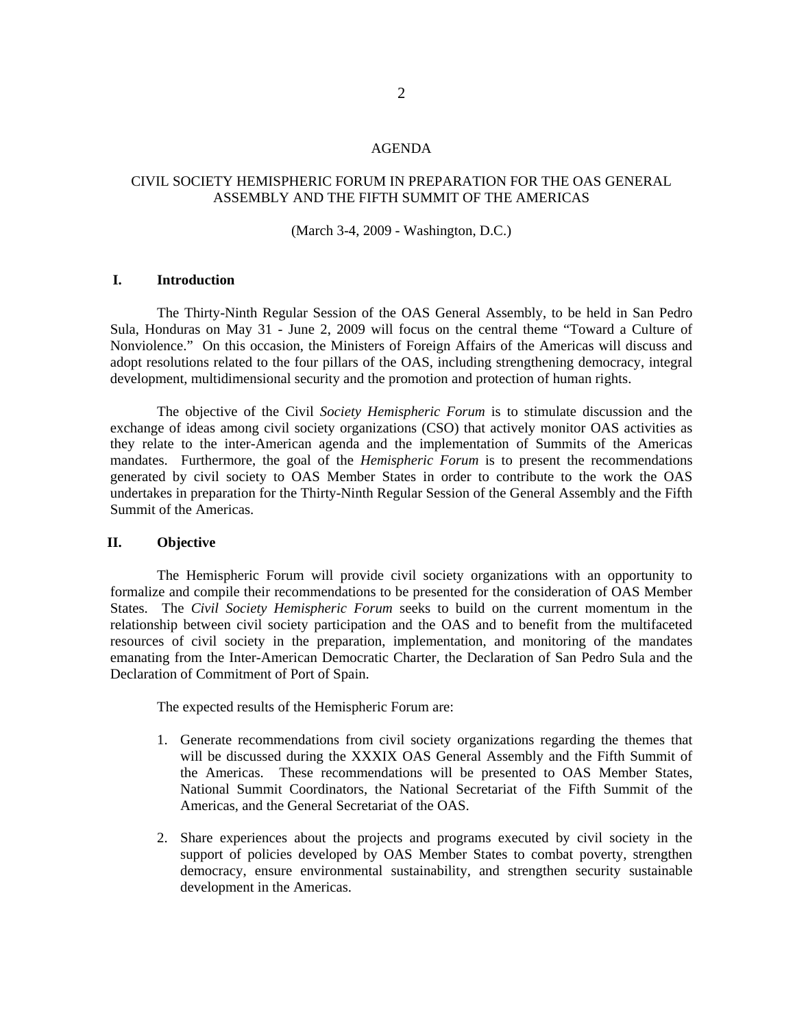# AGENDA

## CIVIL SOCIETY HEMISPHERIC FORUM IN PREPARATION FOR THE OAS GENERAL ASSEMBLY AND THE FIFTH SUMMIT OF THE AMERICAS

(March 3-4, 2009 - Washington, D.C.)

### I. Introduction

The Thirty-Ninth Regular Session of the OAS General Assembly, to be held in San Pedro Sula, Honduras on May 31 - June 2, 2009 will focus on the central theme "Toward a Culture of Nonviolence." On this occasion, the Ministers of Foreign Affairs of the Americas will discuss and adopt resolutions related to the four pillars of the OAS, including strengthening democracy, integral development, multidimensional security and the promotion and protection of human rights.

The objective of the Civil *Society Hemispheric Forum* is to stimulate discussion and the exchange of ideas among civil society organizations (CSO) that actively monitor OAS activities as they relate to the inter-American agenda and the implementation of Summits of the Americas mandates. Furthermore, the goal of the *Hemispheric Forum* is to present the recommendations generated by civil society to OAS Member States in order to contribute to the work the OAS undertakes in preparation for the Thirty-Ninth Regular Session of the General Assembly and the Fifth Summit of the Americas.

### II. Objective

The Hemispheric Forum will provide civil society organizations with an opportunity to formalize and compile their recommendations to be presented for the consideration of OAS Member States. The *Civil Society Hemispheric Forum* seeks to build on the current momentum in the relationship between civil society participation and the OAS and to benefit from the multifaceted resources of civil society in the preparation, implementation, and monitoring of the mandates emanating from the Inter-American Democratic Charter, the Declaration of San Pedro Sula and the Declaration of Commitment of Port of Spain.

The expected results of the Hemispheric Forum are:

1. Generate recommendations from civil society organizations regarding the themes that will be discussed during the XXXIX OAS General Assembly and the Fifth Summit of the Americas. These recommendations will be presented to OAS Member States, National Summit Coordinators, the National Secretariat of the Fifth Summit of the Americas, and the General Secretariat of the OAS.

2. Share experiences about the projects and programs executed by civil society in the support of policies developed by OAS Member States to combat poverty, strengthen democracy, ensure environmental sustainability, and strengthen security sustainable development in the Americas.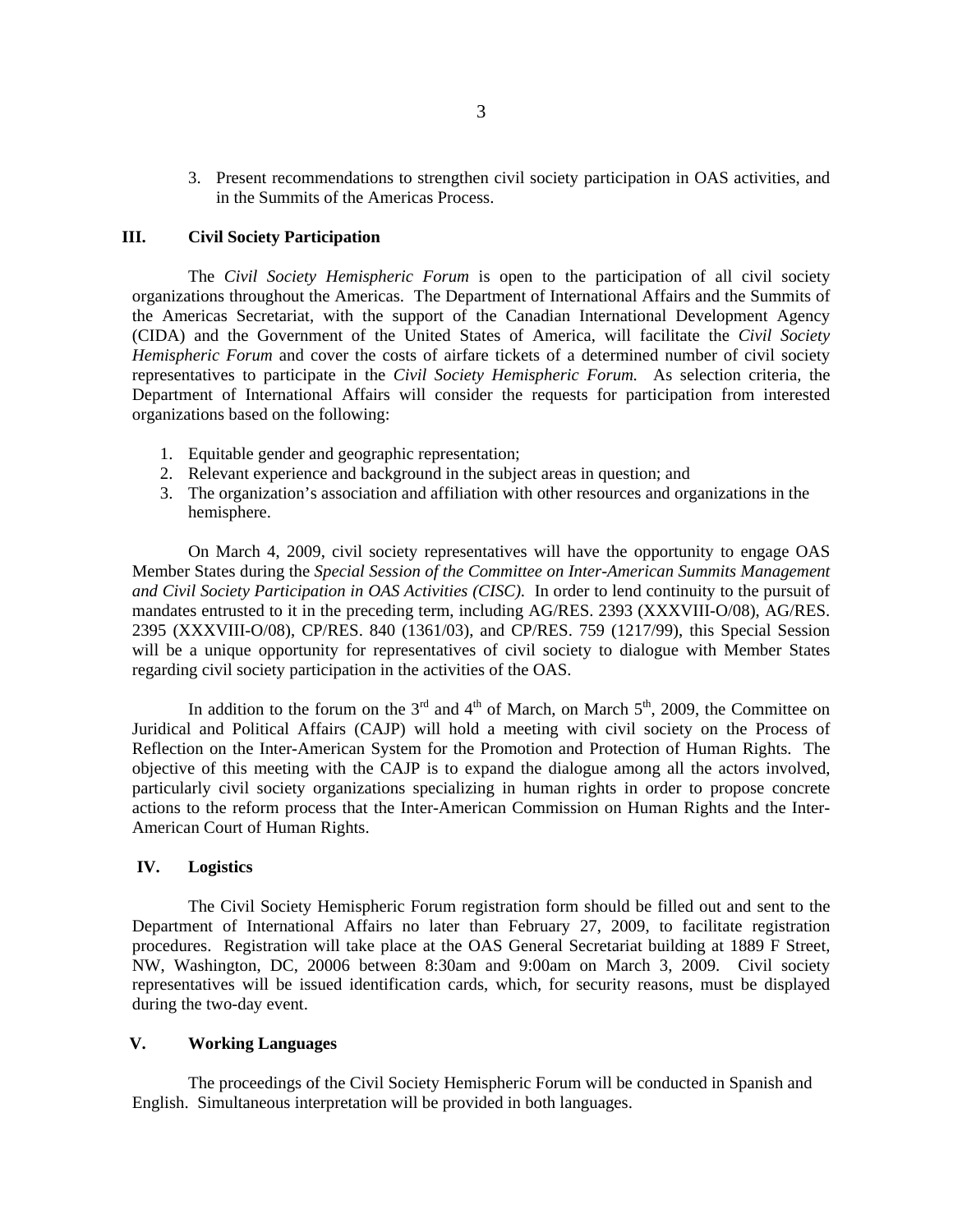3. Present recommendations to strengthen civil society participation in OAS activities, and in the Summits of the Americas Process.

## III. Civil Society Participation

The *Civil Society Hemispheric Forum* is open to the participation of all civil society organizations throughout the Americas. The Department of International Affairs and the Summits of the Americas Secretariat, with the support of the Canadian International Development Agency (CIDA) and the Government of the United States of America, will facilitate the *Civil Society Hemispheric Forum* and cover the costs of airfare tickets of a determined number of civil society representatives to participate in the *Civil Society Hemispheric Forum.* As selection criteria, the Department of International Affairs will consider the requests for participation from interested organizations based on the following:

1. Equitable gender and geographic representation;
2. Relevant experience and background in the subject areas in question; and
3. The organization's association and affiliation with other resources and organizations in the hemisphere.

On March 4, 2009, civil society representatives will have the opportunity to engage OAS Member States during the *Special Session of the Committee on Inter-American Summits Management and Civil Society Participation in OAS Activities (CISC).* In order to lend continuity to the pursuit of mandates entrusted to it in the preceding term, including AG/RES. 2393 (XXXVIII-O/08), AG/RES. 2395 (XXXVIII-O/08), CP/RES. 840 (1361/03), and CP/RES. 759 (1217/99), this Special Session will be a unique opportunity for representatives of civil society to dialogue with Member States regarding civil society participation in the activities of the OAS.

In addition to the forum on the 3rd and 4th of March, on March 5th, 2009, the Committee on Juridical and Political Affairs (CAJP) will hold a meeting with civil society on the Process of Reflection on the Inter-American System for the Promotion and Protection of Human Rights. The objective of this meeting with the CAJP is to expand the dialogue among all the actors involved, particularly civil society organizations specializing in human rights in order to propose concrete actions to the reform process that the Inter-American Commission on Human Rights and the Inter-American Court of Human Rights.

## IV. Logistics

The Civil Society Hemispheric Forum registration form should be filled out and sent to the Department of International Affairs no later than February 27, 2009, to facilitate registration procedures. Registration will take place at the OAS General Secretariat building at 1889 F Street, NW, Washington, DC, 20006 between 8:30am and 9:00am on March 3, 2009. Civil society representatives will be issued identification cards, which, for security reasons, must be displayed during the two-day event.

## V. Working Languages

The proceedings of the Civil Society Hemispheric Forum will be conducted in Spanish and English. Simultaneous interpretation will be provided in both languages.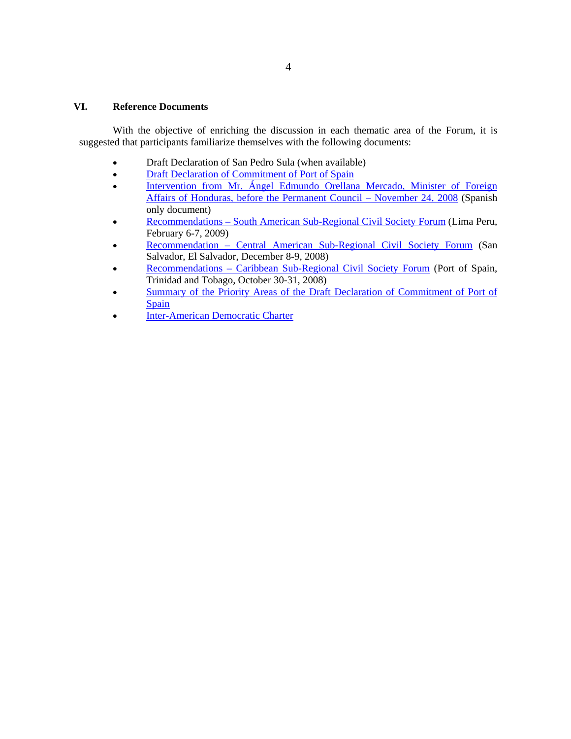## VI. Reference Documents

With the objective of enriching the discussion in each thematic area of the Forum, it is suggested that participants familiarize themselves with the following documents:

- Draft Declaration of San Pedro Sula (when available)
- Draft Declaration of Commitment of Port of Spain
- Intervention from Mr. Ángel Edmundo Orellana Mercado, Minister of Foreign Affairs of Honduras, before the Permanent Council – November 24, 2008 (Spanish only document)
- Recommendations – South American Sub-Regional Civil Society Forum (Lima Peru, February 6-7, 2009)
- Recommendation – Central American Sub-Regional Civil Society Forum (San Salvador, El Salvador, December 8-9, 2008)
- Recommendations – Caribbean Sub-Regional Civil Society Forum (Port of Spain, Trinidad and Tobago, October 30-31, 2008)
- Summary of the Priority Areas of the Draft Declaration of Commitment of Port of Spain
- Inter-American Democratic Charter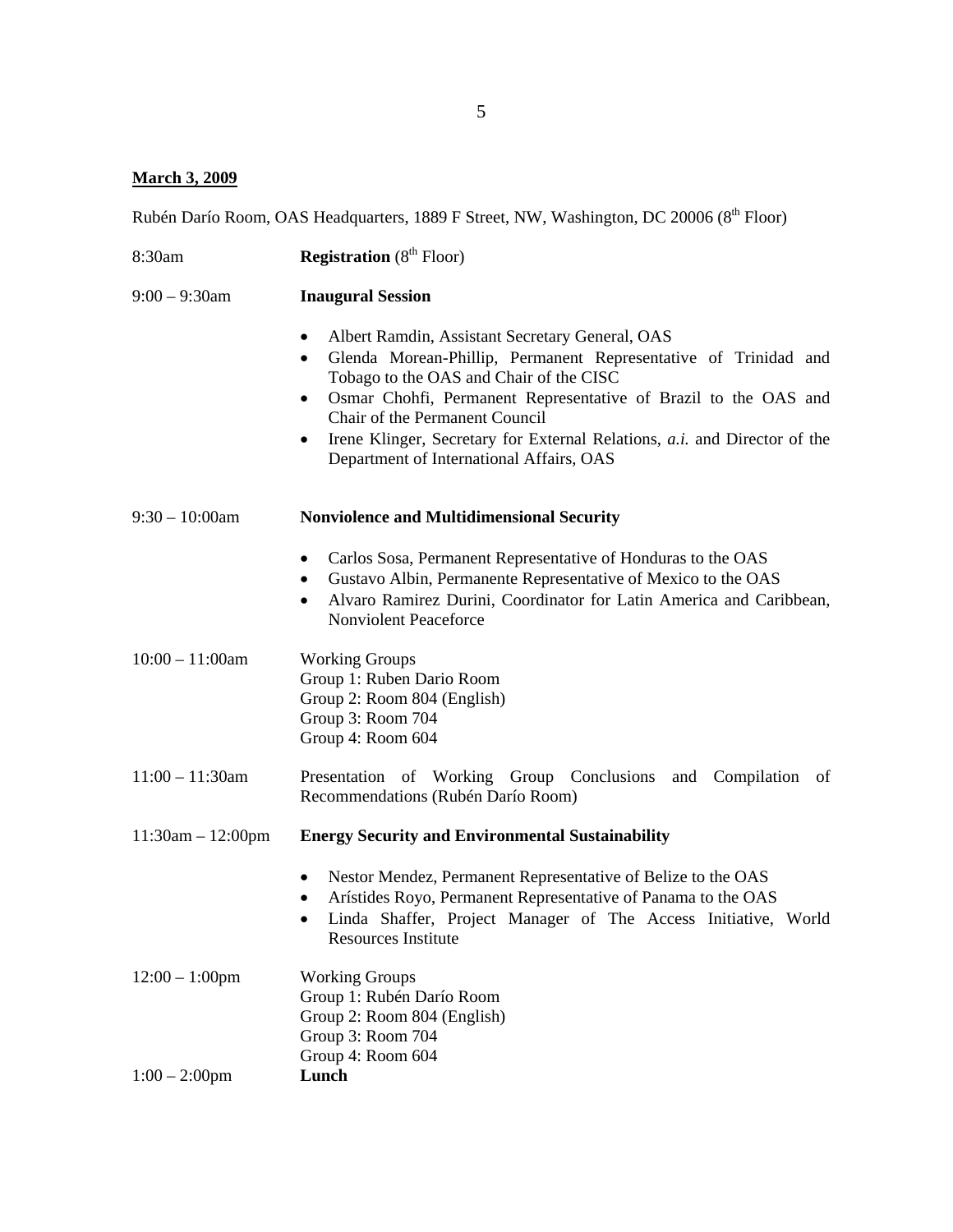**March 3, 2009**

Rubén Darío Room, OAS Headquarters, 1889 F Street, NW, Washington, DC 20006 (8th Floor)

8:30am — **Registration** (8th Floor)

9:00 – 9:30am — **Inaugural Session**

- Albert Ramdin, Assistant Secretary General, OAS
- Glenda Morean-Phillip, Permanent Representative of Trinidad and Tobago to the OAS and Chair of the CISC
- Osmar Chohfi, Permanent Representative of Brazil to the OAS and Chair of the Permanent Council
- Irene Klinger, Secretary for External Relations, *a.i.* and Director of the Department of International Affairs, OAS

9:30 – 10:00am — **Nonviolence and Multidimensional Security**

- Carlos Sosa, Permanent Representative of Honduras to the OAS
- Gustavo Albin, Permanente Representative of Mexico to the OAS
- Alvaro Ramirez Durini, Coordinator for Latin America and Caribbean, Nonviolent Peaceforce

10:00 – 11:00am — Working Groups
Group 1: Ruben Dario Room
Group 2: Room 804 (English)
Group 3: Room 704
Group 4: Room 604

11:00 – 11:30am — Presentation of Working Group Conclusions and Compilation of Recommendations (Rubén Darío Room)

11:30am – 12:00pm — **Energy Security and Environmental Sustainability**

- Nestor Mendez, Permanent Representative of Belize to the OAS
- Arístides Royo, Permanent Representative of Panama to the OAS
- Linda Shaffer, Project Manager of The Access Initiative, World Resources Institute

12:00 – 1:00pm — Working Groups
Group 1: Rubén Darío Room
Group 2: Room 804 (English)
Group 3: Room 704
Group 4: Room 604

1:00 – 2:00pm — **Lunch**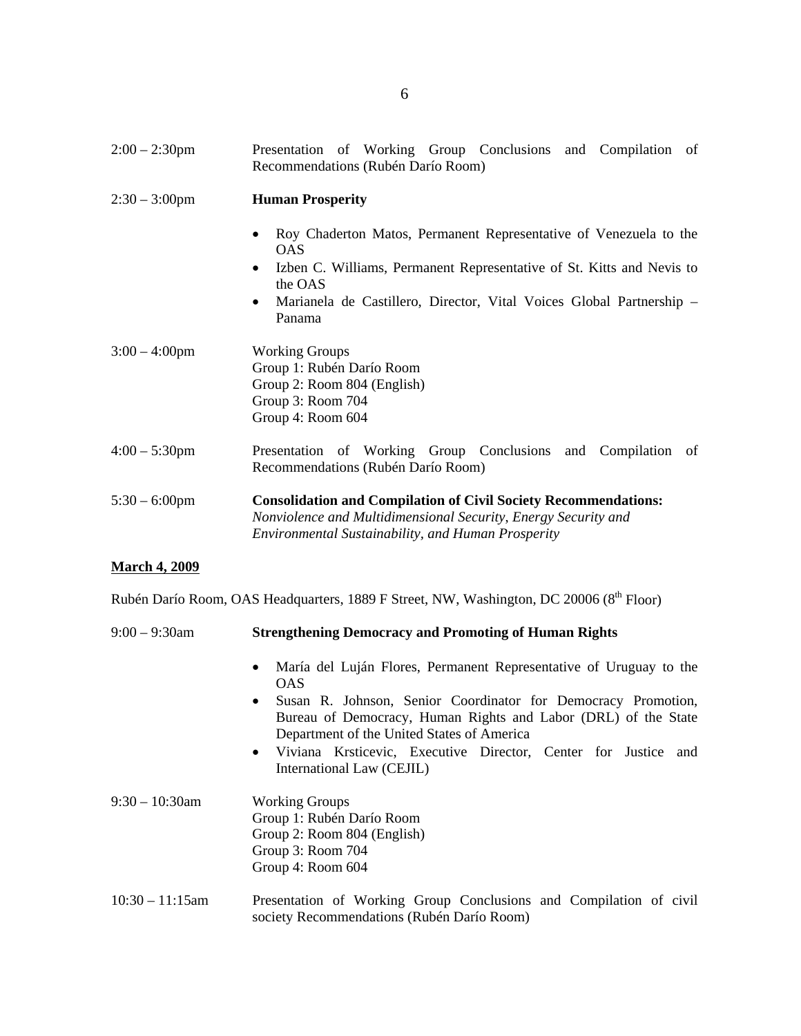| | |
|---|---|
| 2:00 – 2:30pm | Presentation of Working Group Conclusions and Compilation of Recommendations (Rubén Darío Room) |
| 2:30 – 3:00pm | **Human Prosperity** |

- Roy Chaderton Matos, Permanent Representative of Venezuela to the OAS
- Izben C. Williams, Permanent Representative of St. Kitts and Nevis to the OAS
- Marianela de Castillero, Director, Vital Voices Global Partnership – Panama

| | |
|---|---|
| 3:00 – 4:00pm | Working Groups<br>Group 1: Rubén Darío Room<br>Group 2: Room 804 (English)<br>Group 3: Room 704<br>Group 4: Room 604 |
| 4:00 – 5:30pm | Presentation of Working Group Conclusions and Compilation of Recommendations (Rubén Darío Room) |
| 5:30 – 6:00pm | **Consolidation and Compilation of Civil Society Recommendations:** *Nonviolence and Multidimensional Security, Energy Security and Environmental Sustainability, and Human Prosperity* |

**March 4, 2009**

Rubén Darío Room, OAS Headquarters, 1889 F Street, NW, Washington, DC 20006 (8th Floor)

| | |
|---|---|
| 9:00 – 9:30am | **Strengthening Democracy and Promoting of Human Rights** |

- María del Luján Flores, Permanent Representative of Uruguay to the OAS
- Susan R. Johnson, Senior Coordinator for Democracy Promotion, Bureau of Democracy, Human Rights and Labor (DRL) of the State Department of the United States of America
- Viviana Krsticevic, Executive Director, Center for Justice and International Law (CEJIL)

| | |
|---|---|
| 9:30 – 10:30am | Working Groups<br>Group 1: Rubén Darío Room<br>Group 2: Room 804 (English)<br>Group 3: Room 704<br>Group 4: Room 604 |
| 10:30 – 11:15am | Presentation of Working Group Conclusions and Compilation of civil society Recommendations (Rubén Darío Room) |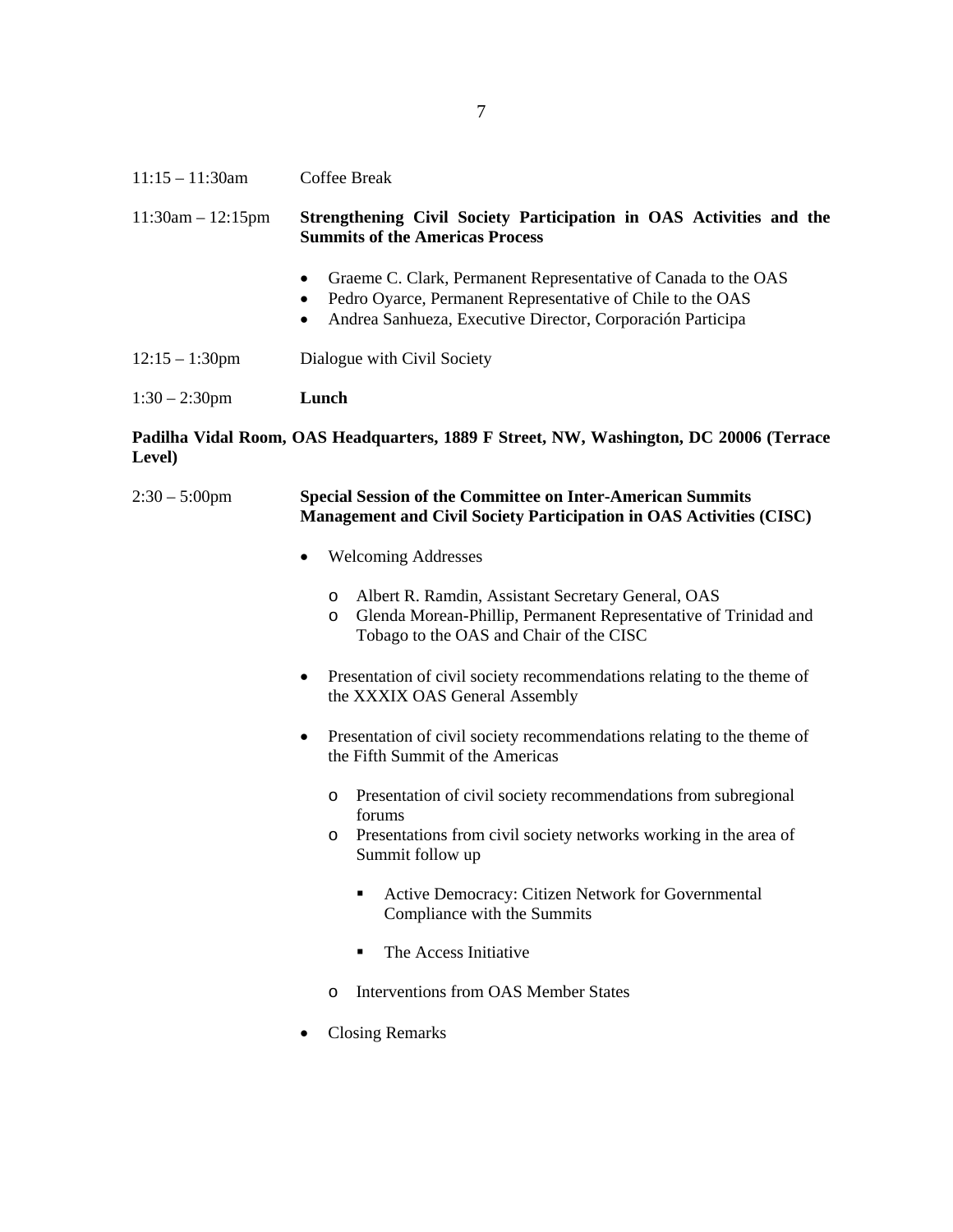11:15 – 11:30am Coffee Break

11:30am – 12:15pm **Strengthening Civil Society Participation in OAS Activities and the Summits of the Americas Process**

- Graeme C. Clark, Permanent Representative of Canada to the OAS
- Pedro Oyarce, Permanent Representative of Chile to the OAS
- Andrea Sanhueza, Executive Director, Corporación Participa

12:15 – 1:30pm Dialogue with Civil Society

1:30 – 2:30pm **Lunch**

**Padilha Vidal Room, OAS Headquarters, 1889 F Street, NW, Washington, DC 20006 (Terrace Level)**

2:30 – 5:00pm **Special Session of the Committee on Inter-American Summits Management and Civil Society Participation in OAS Activities (CISC)**

- Welcoming Addresses
  - Albert R. Ramdin, Assistant Secretary General, OAS
  - Glenda Morean-Phillip, Permanent Representative of Trinidad and Tobago to the OAS and Chair of the CISC
- Presentation of civil society recommendations relating to the theme of the XXXIX OAS General Assembly
- Presentation of civil society recommendations relating to the theme of the Fifth Summit of the Americas
  - Presentation of civil society recommendations from subregional forums
  - Presentations from civil society networks working in the area of Summit follow up
    - Active Democracy: Citizen Network for Governmental Compliance with the Summits
    - The Access Initiative
  - Interventions from OAS Member States
- Closing Remarks